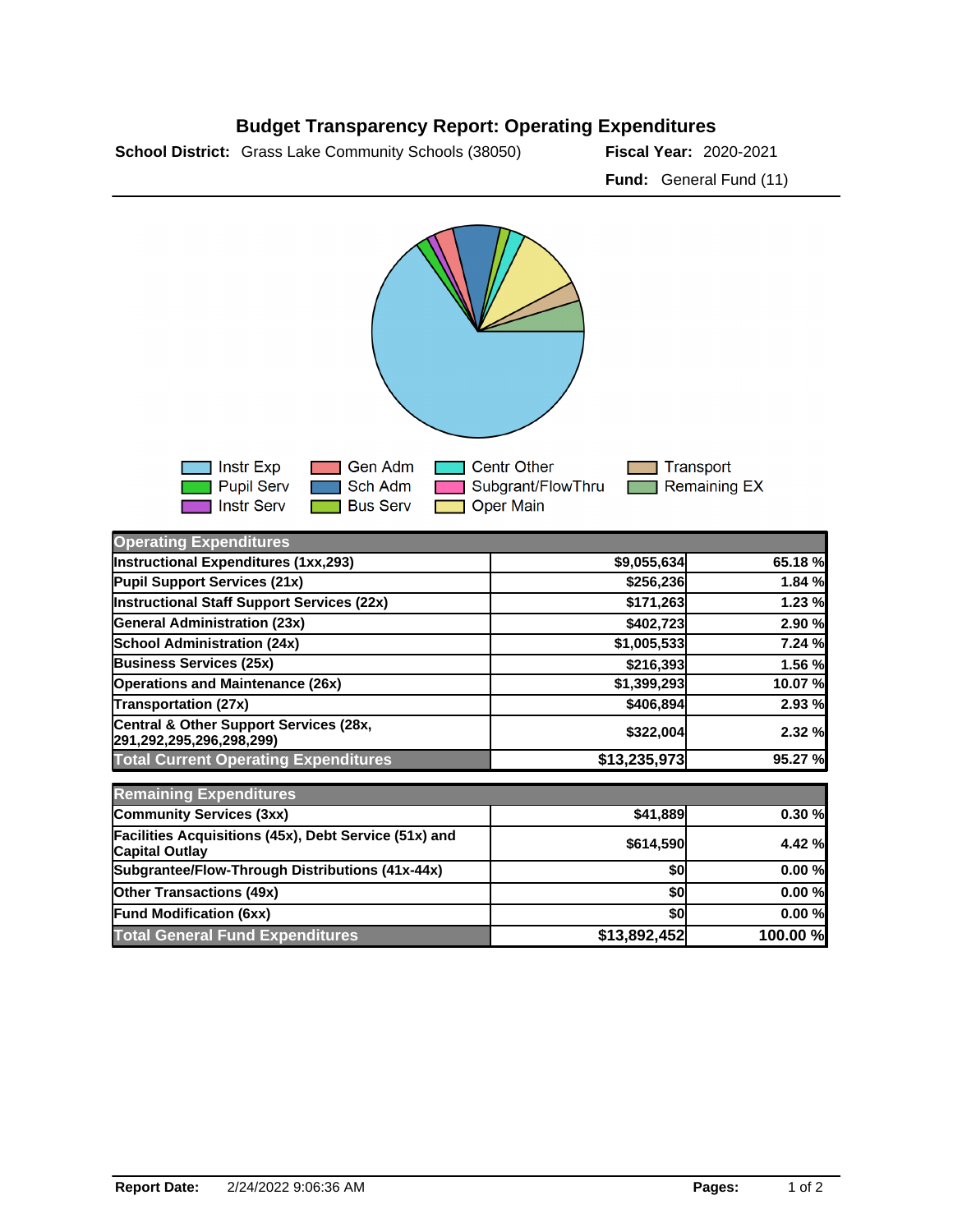# Budget Transparency Report: Operating Expenditures

**School District:** Grass Lake Community Schools (38050) **Fiscal Year:** 2020-2021

**Fund:** General Fund (11)

Instr Exp
Pupil Serv
Instr Serv
Gen Adm
Sch Adm
Bus Serv
Centr Other
Subgrant/FlowThru
Oper Main
Transport
Remaining EX

| Operating Expenditures | | |
|---|---|---|
| **Instructional Expenditures (1xx,293)** | **$9,055,634** | **65.18 %** |
| **Pupil Support Services (21x)** | **$256,236** | **1.84 %** |
| **Instructional Staff Support Services (22x)** | **$171,263** | **1.23 %** |
| **General Administration (23x)** | **$402,723** | **2.90 %** |
| **School Administration (24x)** | **$1,005,533** | **7.24 %** |
| **Business Services (25x)** | **$216,393** | **1.56 %** |
| **Operations and Maintenance (26x)** | **$1,399,293** | **10.07 %** |
| **Transportation (27x)** | **$406,894** | **2.93 %** |
| **Central & Other Support Services (28x, 291,292,295,296,298,299)** | **$322,004** | **2.32 %** |
| **Total Current Operating Expenditures** | **$13,235,973** | **95.27 %** |

| Remaining Expenditures | | |
|---|---|---|
| **Community Services (3xx)** | **$41,889** | **0.30 %** |
| **Facilities Acquisitions (45x), Debt Service (51x) and Capital Outlay** | **$614,590** | **4.42 %** |
| **Subgrantee/Flow-Through Distributions (41x-44x)** | **$0** | **0.00 %** |
| **Other Transactions (49x)** | **$0** | **0.00 %** |
| **Fund Modification (6xx)** | **$0** | **0.00 %** |
| **Total General Fund Expenditures** | **$13,892,452** | **100.00 %** |

**Report Date:** 2/24/2022 9:06:36 AM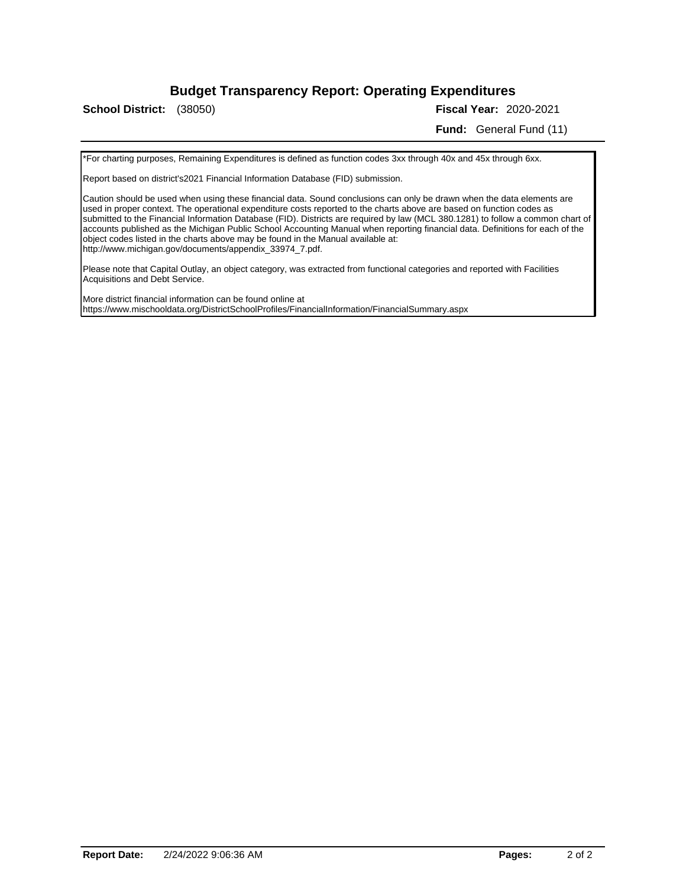## Budget Transparency Report: Operating Expenditures

**School District:** (38050)

**Fiscal Year:** 2020-2021

**Fund:** General Fund (11)

*For charting purposes, Remaining Expenditures is defined as function codes 3xx through 40x and 45x through 6xx.

Report based on district's2021 Financial Information Database (FID) submission.

Caution should be used when using these financial data. Sound conclusions can only be drawn when the data elements are used in proper context. The operational expenditure costs reported to the charts above are based on function codes as submitted to the Financial Information Database (FID). Districts are required by law (MCL 380.1281) to follow a common chart of accounts published as the Michigan Public School Accounting Manual when reporting financial data. Definitions for each of the object codes listed in the charts above may be found in the Manual available at: http://www.michigan.gov/documents/appendix_33974_7.pdf.

Please note that Capital Outlay, an object category, was extracted from functional categories and reported with Facilities Acquisitions and Debt Service.

More district financial information can be found online at https://www.mischooldata.org/DistrictSchoolProfiles/FinancialInformation/FinancialSummary.aspx

**Report Date:** 2/24/2022 9:06:36 AM